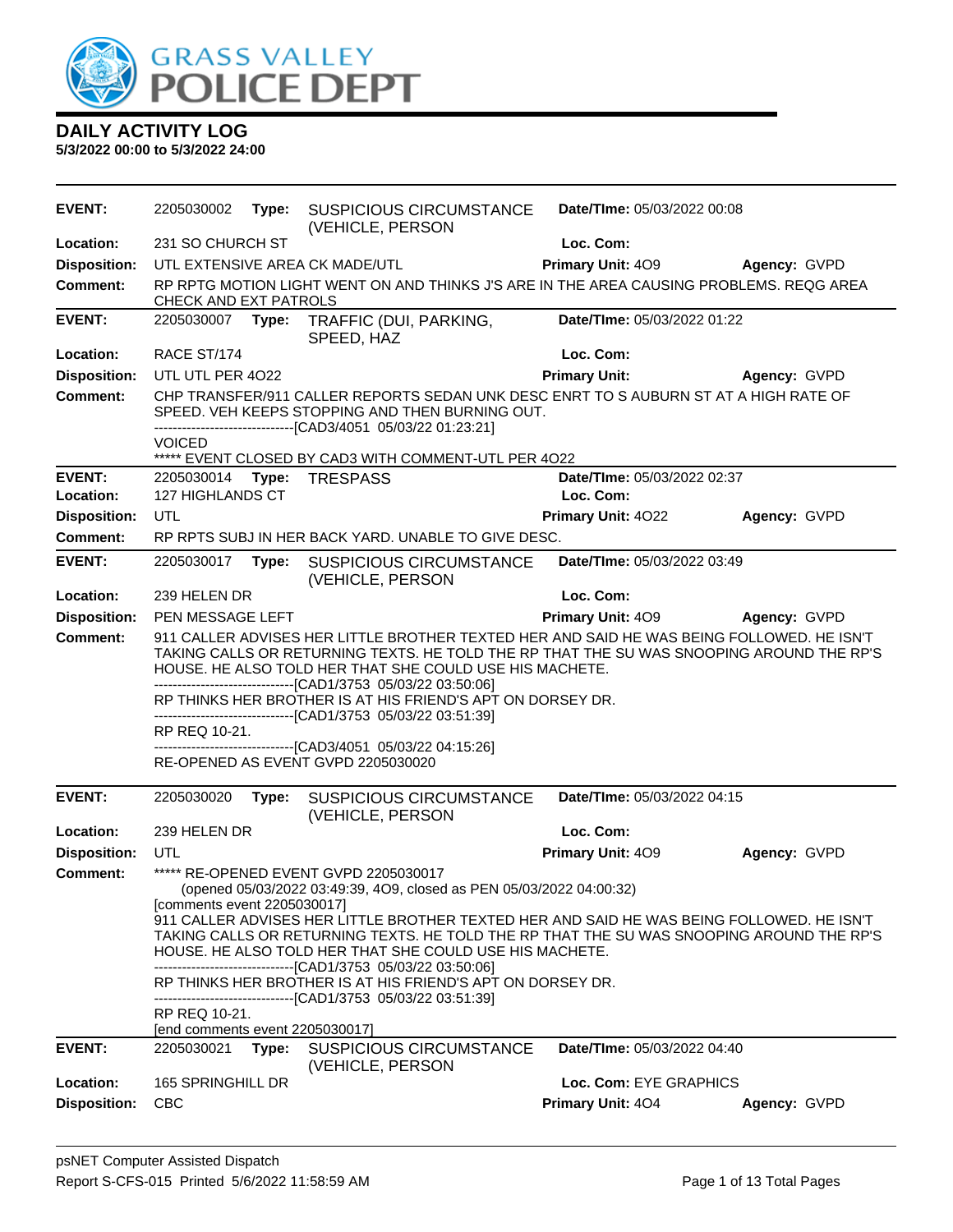# GRASS VALLEY POLICE DEPT

## DAILY ACTIVITY LOG

**5/3/2022 00:00 to 5/3/2022 24:00**

---

**EVENT:** 2205030002 **Type:** SUSPICIOUS CIRCUMSTANCE (VEHICLE, PERSON **Date/TIme:** 05/03/2022 00:08
**Location:** 231 SO CHURCH ST **Loc. Com:**
**Disposition:** UTL EXTENSIVE AREA CK MADE/UTL **Primary Unit:** 4O9 **Agency:** GVPD
**Comment:** RP RPTG MOTION LIGHT WENT ON AND THINKS J'S ARE IN THE AREA CAUSING PROBLEMS. REQG AREA CHECK AND EXT PATROLS

---

**EVENT:** 2205030007 **Type:** TRAFFIC (DUI, PARKING, SPEED, HAZ **Date/TIme:** 05/03/2022 01:22
**Location:** RACE ST/174 **Loc. Com:**
**Disposition:** UTL UTL PER 4O22 **Primary Unit:** **Agency:** GVPD
**Comment:** CHP TRANSFER/911 CALLER REPORTS SEDAN UNK DESC ENRT TO S AUBURN ST AT A HIGH RATE OF SPEED. VEH KEEPS STOPPING AND THEN BURNING OUT.
------------------------------[CAD3/4051 05/03/22 01:23:21]
VOICED
***** EVENT CLOSED BY CAD3 WITH COMMENT-UTL PER 4O22

---

**EVENT:** 2205030014 **Type:** TRESPASS **Date/TIme:** 05/03/2022 02:37
**Location:** 127 HIGHLANDS CT **Loc. Com:**
**Disposition:** UTL **Primary Unit:** 4O22 **Agency:** GVPD
**Comment:** RP RPTS SUBJ IN HER BACK YARD. UNABLE TO GIVE DESC.

---

**EVENT:** 2205030017 **Type:** SUSPICIOUS CIRCUMSTANCE (VEHICLE, PERSON **Date/TIme:** 05/03/2022 03:49
**Location:** 239 HELEN DR **Loc. Com:**
**Disposition:** PEN MESSAGE LEFT **Primary Unit:** 4O9 **Agency:** GVPD
**Comment:** 911 CALLER ADVISES HER LITTLE BROTHER TEXTED HER AND SAID HE WAS BEING FOLLOWED. HE ISN'T TAKING CALLS OR RETURNING TEXTS. HE TOLD THE RP THAT THE SU WAS SNOOPING AROUND THE RP'S HOUSE. HE ALSO TOLD HER THAT SHE COULD USE HIS MACHETE.
------------------------------[CAD1/3753 05/03/22 03:50:06]
RP THINKS HER BROTHER IS AT HIS FRIEND'S APT ON DORSEY DR.
------------------------------[CAD1/3753 05/03/22 03:51:39]
RP REQ 10-21.
------------------------------[CAD3/4051 05/03/22 04:15:26]
RE-OPENED AS EVENT GVPD 2205030020

---

**EVENT:** 2205030020 **Type:** SUSPICIOUS CIRCUMSTANCE (VEHICLE, PERSON **Date/TIme:** 05/03/2022 04:15
**Location:** 239 HELEN DR **Loc. Com:**
**Disposition:** UTL **Primary Unit:** 4O9 **Agency:** GVPD
**Comment:** ***** RE-OPENED EVENT GVPD 2205030017
(opened 05/03/2022 03:49:39, 4O9, closed as PEN 05/03/2022 04:00:32)
[comments event 2205030017]
911 CALLER ADVISES HER LITTLE BROTHER TEXTED HER AND SAID HE WAS BEING FOLLOWED. HE ISN'T TAKING CALLS OR RETURNING TEXTS. HE TOLD THE RP THAT THE SU WAS SNOOPING AROUND THE RP'S HOUSE. HE ALSO TOLD HER THAT SHE COULD USE HIS MACHETE.
------------------------------[CAD1/3753 05/03/22 03:50:06]
RP THINKS HER BROTHER IS AT HIS FRIEND'S APT ON DORSEY DR.
------------------------------[CAD1/3753 05/03/22 03:51:39]
RP REQ 10-21.
[end comments event 2205030017]

---

**EVENT:** 2205030021 **Type:** SUSPICIOUS CIRCUMSTANCE (VEHICLE, PERSON **Date/TIme:** 05/03/2022 04:40
**Location:** 165 SPRINGHILL DR **Loc. Com:** EYE GRAPHICS
**Disposition:** CBC **Primary Unit:** 4O4 **Agency:** GVPD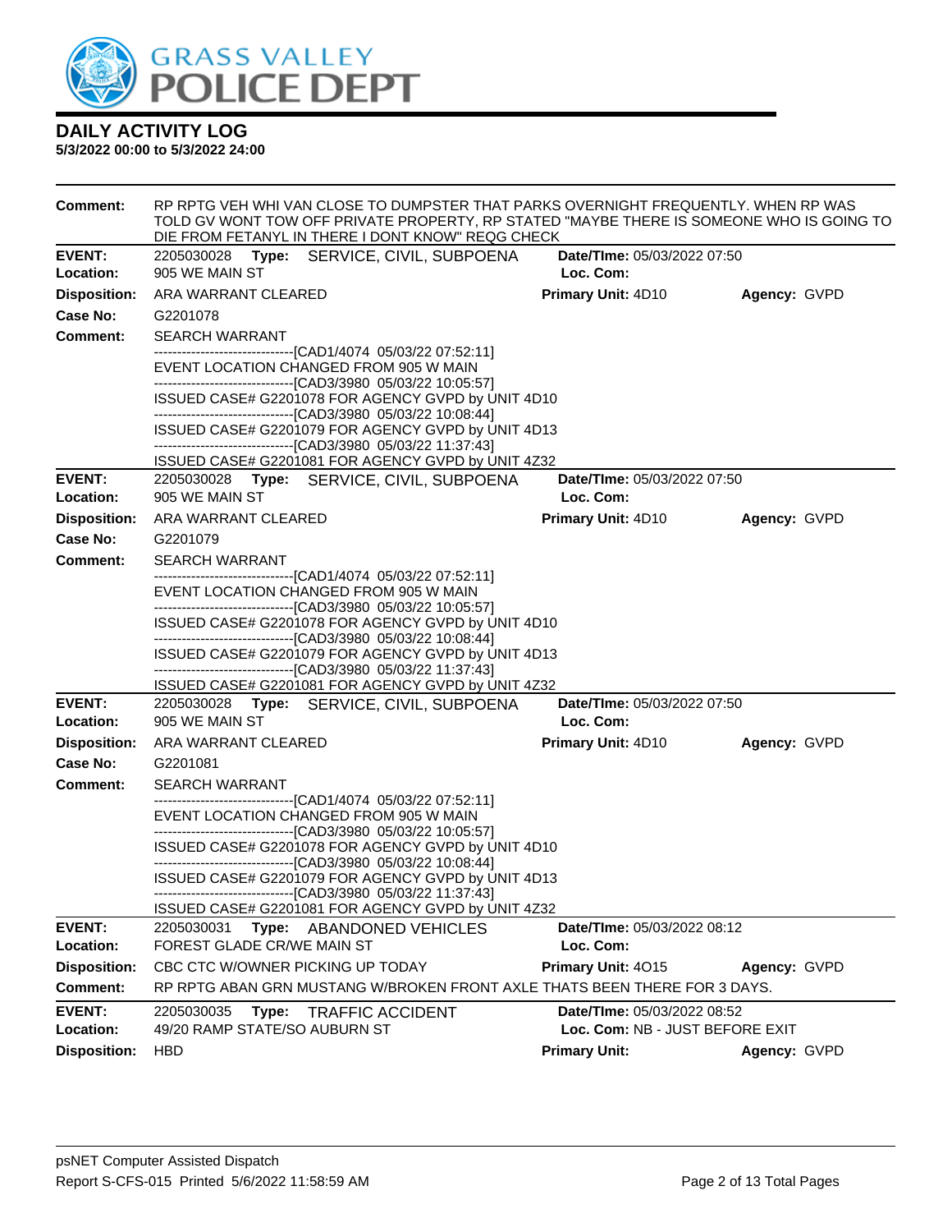# DAILY ACTIVITY LOG

**5/3/2022 00:00 to 5/3/2022 24:00**

**Comment:** RP RPTG VEH WHI VAN CLOSE TO DUMPSTER THAT PARKS OVERNIGHT FREQUENTLY. WHEN RP WAS TOLD GV WONT TOW OFF PRIVATE PROPERTY, RP STATED "MAYBE THERE IS SOMEONE WHO IS GOING TO DIE FROM FETANYL IN THERE I DONT KNOW" REQG CHECK

---

**EVENT:** 2205030028 **Type:** SERVICE, CIVIL, SUBPOENA **Date/TIme:** 05/03/2022 07:50
**Location:** 905 WE MAIN ST **Loc. Com:**
**Disposition:** ARA WARRANT CLEARED **Primary Unit:** 4D10 **Agency:** GVPD
**Case No:** G2201078
**Comment:** SEARCH WARRANT
------------------------------[CAD1/4074 05/03/22 07:52:11]
EVENT LOCATION CHANGED FROM 905 W MAIN
------------------------------[CAD3/3980 05/03/22 10:05:57]
ISSUED CASE# G2201078 FOR AGENCY GVPD by UNIT 4D10
------------------------------[CAD3/3980 05/03/22 10:08:44]
ISSUED CASE# G2201079 FOR AGENCY GVPD by UNIT 4D13
------------------------------[CAD3/3980 05/03/22 11:37:43]
ISSUED CASE# G2201081 FOR AGENCY GVPD by UNIT 4Z32

---

**EVENT:** 2205030028 **Type:** SERVICE, CIVIL, SUBPOENA **Date/TIme:** 05/03/2022 07:50
**Location:** 905 WE MAIN ST **Loc. Com:**
**Disposition:** ARA WARRANT CLEARED **Primary Unit:** 4D10 **Agency:** GVPD
**Case No:** G2201079
**Comment:** SEARCH WARRANT
------------------------------[CAD1/4074 05/03/22 07:52:11]
EVENT LOCATION CHANGED FROM 905 W MAIN
------------------------------[CAD3/3980 05/03/22 10:05:57]
ISSUED CASE# G2201078 FOR AGENCY GVPD by UNIT 4D10
------------------------------[CAD3/3980 05/03/22 10:08:44]
ISSUED CASE# G2201079 FOR AGENCY GVPD by UNIT 4D13
------------------------------[CAD3/3980 05/03/22 11:37:43]
ISSUED CASE# G2201081 FOR AGENCY GVPD by UNIT 4Z32

---

**EVENT:** 2205030028 **Type:** SERVICE, CIVIL, SUBPOENA **Date/TIme:** 05/03/2022 07:50
**Location:** 905 WE MAIN ST **Loc. Com:**
**Disposition:** ARA WARRANT CLEARED **Primary Unit:** 4D10 **Agency:** GVPD
**Case No:** G2201081
**Comment:** SEARCH WARRANT
------------------------------[CAD1/4074 05/03/22 07:52:11]
EVENT LOCATION CHANGED FROM 905 W MAIN
------------------------------[CAD3/3980 05/03/22 10:05:57]
ISSUED CASE# G2201078 FOR AGENCY GVPD by UNIT 4D10
------------------------------[CAD3/3980 05/03/22 10:08:44]
ISSUED CASE# G2201079 FOR AGENCY GVPD by UNIT 4D13
------------------------------[CAD3/3980 05/03/22 11:37:43]
ISSUED CASE# G2201081 FOR AGENCY GVPD by UNIT 4Z32

---

**EVENT:** 2205030031 **Type:** ABANDONED VEHICLES **Date/TIme:** 05/03/2022 08:12
**Location:** FOREST GLADE CR/WE MAIN ST **Loc. Com:**
**Disposition:** CBC CTC W/OWNER PICKING UP TODAY **Primary Unit:** 4O15 **Agency:** GVPD
**Comment:** RP RPTG ABAN GRN MUSTANG W/BROKEN FRONT AXLE THATS BEEN THERE FOR 3 DAYS.

---

**EVENT:** 2205030035 **Type:** TRAFFIC ACCIDENT **Date/TIme:** 05/03/2022 08:52
**Location:** 49/20 RAMP STATE/SO AUBURN ST **Loc. Com:** NB - JUST BEFORE EXIT
**Disposition:** HBD **Primary Unit:** **Agency:** GVPD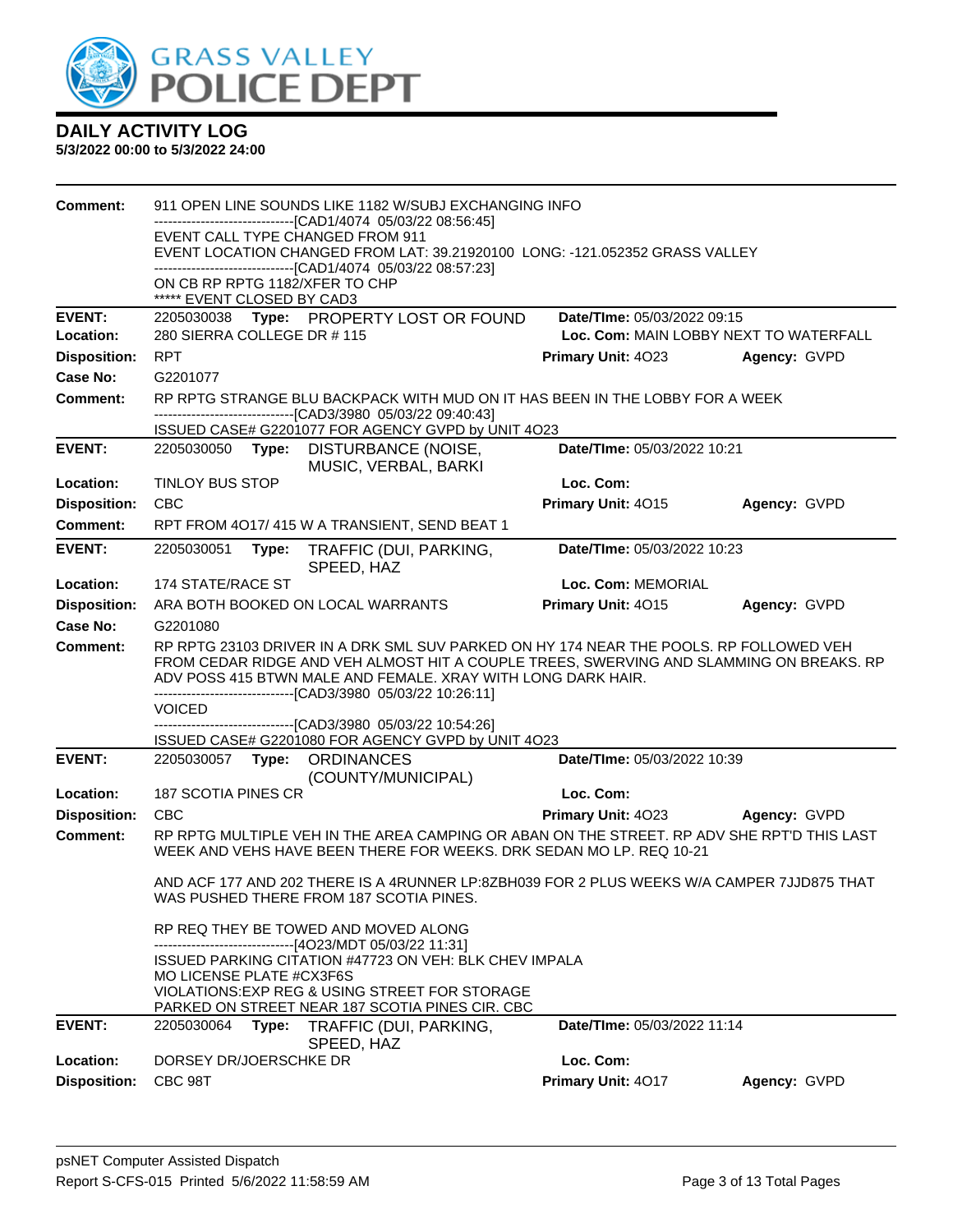# DAILY ACTIVITY LOG

**5/3/2022 00:00 to 5/3/2022 24:00**

**Comment:** 911 OPEN LINE SOUNDS LIKE 1182 W/SUBJ EXCHANGING INFO
------------------------------[CAD1/4074 05/03/22 08:56:45]
EVENT CALL TYPE CHANGED FROM 911
EVENT LOCATION CHANGED FROM LAT: 39.21920100 LONG: -121.052352 GRASS VALLEY
------------------------------[CAD1/4074 05/03/22 08:57:23]
ON CB RP RPTG 1182/XFER TO CHP
***** EVENT CLOSED BY CAD3

---

| | | | | |
|---|---|---|---|---|
| **EVENT:** | 2205030038 **Type:** PROPERTY LOST OR FOUND | **Date/TIme:** 05/03/2022 09:15 | | |
| **Location:** | 280 SIERRA COLLEGE DR # 115 | **Loc. Com:** MAIN LOBBY NEXT TO WATERFALL | | |
| **Disposition:** | RPT | **Primary Unit:** 4O23 | **Agency:** GVPD | |
| **Case No:** | G2201077 | | | |

**Comment:** RP RPTG STRANGE BLU BACKPACK WITH MUD ON IT HAS BEEN IN THE LOBBY FOR A WEEK
------------------------------[CAD3/3980 05/03/22 09:40:43]
ISSUED CASE# G2201077 FOR AGENCY GVPD by UNIT 4O23

---

| | | | |
|---|---|---|---|
| **EVENT:** | 2205030050 **Type:** DISTURBANCE (NOISE, MUSIC, VERBAL, BARKI | **Date/TIme:** 05/03/2022 10:21 | |
| **Location:** | TINLOY BUS STOP | **Loc. Com:** | |
| **Disposition:** | CBC | **Primary Unit:** 4O15 | **Agency:** GVPD |

**Comment:** RPT FROM 4O17/ 415 W A TRANSIENT, SEND BEAT 1

---

| | | | |
|---|---|---|---|
| **EVENT:** | 2205030051 **Type:** TRAFFIC (DUI, PARKING, SPEED, HAZ | **Date/TIme:** 05/03/2022 10:23 | |
| **Location:** | 174 STATE/RACE ST | **Loc. Com:** MEMORIAL | |
| **Disposition:** | ARA BOTH BOOKED ON LOCAL WARRANTS | **Primary Unit:** 4O15 | **Agency:** GVPD |
| **Case No:** | G2201080 | | |

**Comment:** RP RPTG 23103 DRIVER IN A DRK SML SUV PARKED ON HY 174 NEAR THE POOLS. RP FOLLOWED VEH FROM CEDAR RIDGE AND VEH ALMOST HIT A COUPLE TREES, SWERVING AND SLAMMING ON BREAKS. RP ADV POSS 415 BTWN MALE AND FEMALE. XRAY WITH LONG DARK HAIR.
------------------------------[CAD3/3980 05/03/22 10:26:11]
VOICED
------------------------------[CAD3/3980 05/03/22 10:54:26]
ISSUED CASE# G2201080 FOR AGENCY GVPD by UNIT 4O23

---

| | | | |
|---|---|---|---|
| **EVENT:** | 2205030057 **Type:** ORDINANCES (COUNTY/MUNICIPAL) | **Date/TIme:** 05/03/2022 10:39 | |
| **Location:** | 187 SCOTIA PINES CR | **Loc. Com:** | |
| **Disposition:** | CBC | **Primary Unit:** 4O23 | **Agency:** GVPD |

**Comment:** RP RPTG MULTIPLE VEH IN THE AREA CAMPING OR ABAN ON THE STREET. RP ADV SHE RPT'D THIS LAST WEEK AND VEHS HAVE BEEN THERE FOR WEEKS. DRK SEDAN MO LP. REQ 10-21

AND ACF 177 AND 202 THERE IS A 4RUNNER LP:8ZBH039 FOR 2 PLUS WEEKS W/A CAMPER 7JJD875 THAT WAS PUSHED THERE FROM 187 SCOTIA PINES.

RP REQ THEY BE TOWED AND MOVED ALONG
------------------------------[4O23/MDT 05/03/22 11:31]
ISSUED PARKING CITATION #47723 ON VEH: BLK CHEV IMPALA
MO LICENSE PLATE #CX3F6S
VIOLATIONS:EXP REG & USING STREET FOR STORAGE
PARKED ON STREET NEAR 187 SCOTIA PINES CIR. CBC

---

| | | | |
|---|---|---|---|
| **EVENT:** | 2205030064 **Type:** TRAFFIC (DUI, PARKING, SPEED, HAZ | **Date/TIme:** 05/03/2022 11:14 | |
| **Location:** | DORSEY DR/JOERSCHKE DR | **Loc. Com:** | |
| **Disposition:** | CBC 98T | **Primary Unit:** 4O17 | **Agency:** GVPD |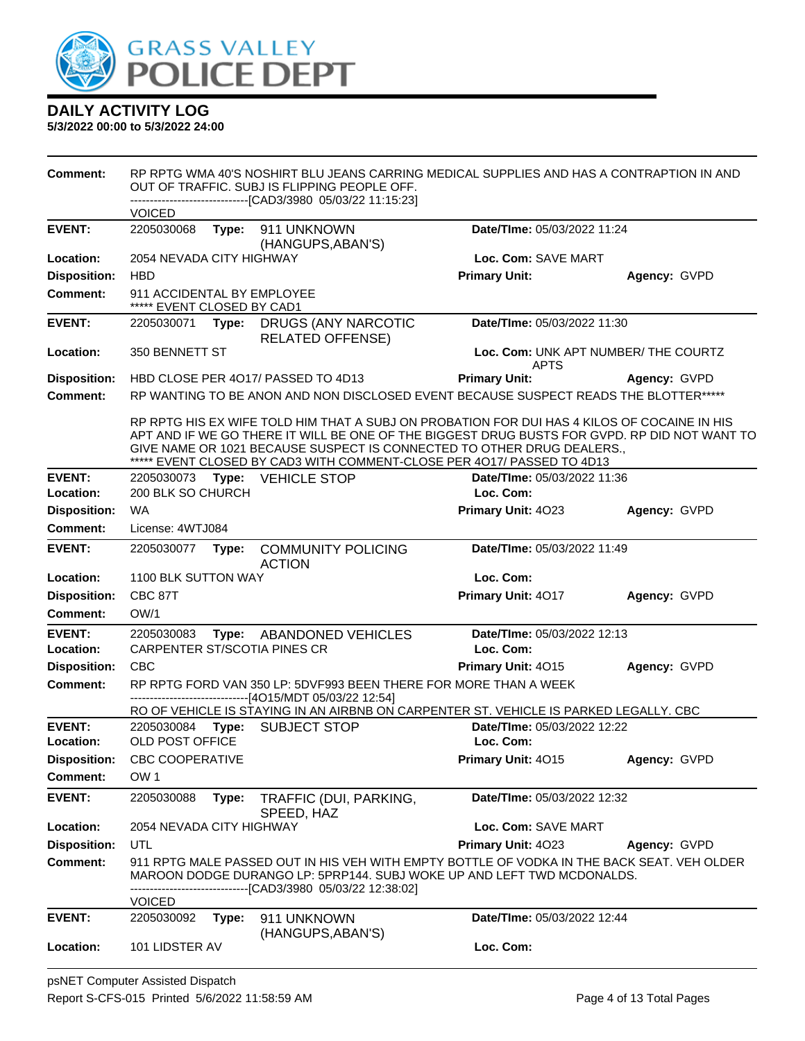# DAILY ACTIVITY LOG

**5/3/2022 00:00 to 5/3/2022 24:00**

**Comment:** RP RPTG WMA 40'S NOSHIRT BLU JEANS CARRING MEDICAL SUPPLIES AND HAS A CONTRAPTION IN AND OUT OF TRAFFIC. SUBJ IS FLIPPING PEOPLE OFF.
------------------------------[CAD3/3980 05/03/22 11:15:23]
VOICED

---

**EVENT:** 2205030068 **Type:** 911 UNKNOWN (HANGUPS,ABAN'S) **Date/TIme:** 05/03/2022 11:24
**Location:** 2054 NEVADA CITY HIGHWAY **Loc. Com:** SAVE MART
**Disposition:** HBD **Primary Unit:** **Agency:** GVPD
**Comment:** 911 ACCIDENTAL BY EMPLOYEE
***** EVENT CLOSED BY CAD1

---

**EVENT:** 2205030071 **Type:** DRUGS (ANY NARCOTIC RELATED OFFENSE) **Date/TIme:** 05/03/2022 11:30
**Location:** 350 BENNETT ST **Loc. Com:** UNK APT NUMBER/ THE COURTZ APTS
**Disposition:** HBD CLOSE PER 4O17/ PASSED TO 4D13 **Primary Unit:** **Agency:** GVPD
**Comment:** RP WANTING TO BE ANON AND NON DISCLOSED EVENT BECAUSE SUSPECT READS THE BLOTTER*****

RP RPTG HIS EX WIFE TOLD HIM THAT A SUBJ ON PROBATION FOR DUI HAS 4 KILOS OF COCAINE IN HIS APT AND IF WE GO THERE IT WILL BE ONE OF THE BIGGEST DRUG BUSTS FOR GVPD. RP DID NOT WANT TO GIVE NAME OR 1021 BECAUSE SUSPECT IS CONNECTED TO OTHER DRUG DEALERS.,
***** EVENT CLOSED BY CAD3 WITH COMMENT-CLOSE PER 4O17/ PASSED TO 4D13

---

**EVENT:** 2205030073 **Type:** VEHICLE STOP **Date/TIme:** 05/03/2022 11:36
**Location:** 200 BLK SO CHURCH **Loc. Com:**
**Disposition:** WA **Primary Unit:** 4O23 **Agency:** GVPD
**Comment:** License: 4WTJ084

---

**EVENT:** 2205030077 **Type:** COMMUNITY POLICING ACTION **Date/TIme:** 05/03/2022 11:49
**Location:** 1100 BLK SUTTON WAY **Loc. Com:**
**Disposition:** CBC 87T **Primary Unit:** 4O17 **Agency:** GVPD
**Comment:** OW/1

---

**EVENT:** 2205030083 **Type:** ABANDONED VEHICLES **Date/TIme:** 05/03/2022 12:13
**Location:** CARPENTER ST/SCOTIA PINES CR **Loc. Com:**
**Disposition:** CBC **Primary Unit:** 4O15 **Agency:** GVPD
**Comment:** RP RPTG FORD VAN 350 LP: 5DVF993 BEEN THERE FOR MORE THAN A WEEK
------------------------------[4O15/MDT 05/03/22 12:54]
RO OF VEHICLE IS STAYING IN AN AIRBNB ON CARPENTER ST. VEHICLE IS PARKED LEGALLY. CBC

---

**EVENT:** 2205030084 **Type:** SUBJECT STOP **Date/TIme:** 05/03/2022 12:22
**Location:** OLD POST OFFICE **Loc. Com:**
**Disposition:** CBC COOPERATIVE **Primary Unit:** 4O15 **Agency:** GVPD
**Comment:** OW 1

---

**EVENT:** 2205030088 **Type:** TRAFFIC (DUI, PARKING, SPEED, HAZ **Date/TIme:** 05/03/2022 12:32
**Location:** 2054 NEVADA CITY HIGHWAY **Loc. Com:** SAVE MART
**Disposition:** UTL **Primary Unit:** 4O23 **Agency:** GVPD
**Comment:** 911 RPTG MALE PASSED OUT IN HIS VEH WITH EMPTY BOTTLE OF VODKA IN THE BACK SEAT. VEH OLDER MAROON DODGE DURANGO LP: 5PRP144. SUBJ WOKE UP AND LEFT TWD MCDONALDS.
------------------------------[CAD3/3980 05/03/22 12:38:02]
VOICED

---

**EVENT:** 2205030092 **Type:** 911 UNKNOWN (HANGUPS,ABAN'S) **Date/TIme:** 05/03/2022 12:44
**Location:** 101 LIDSTER AV **Loc. Com:**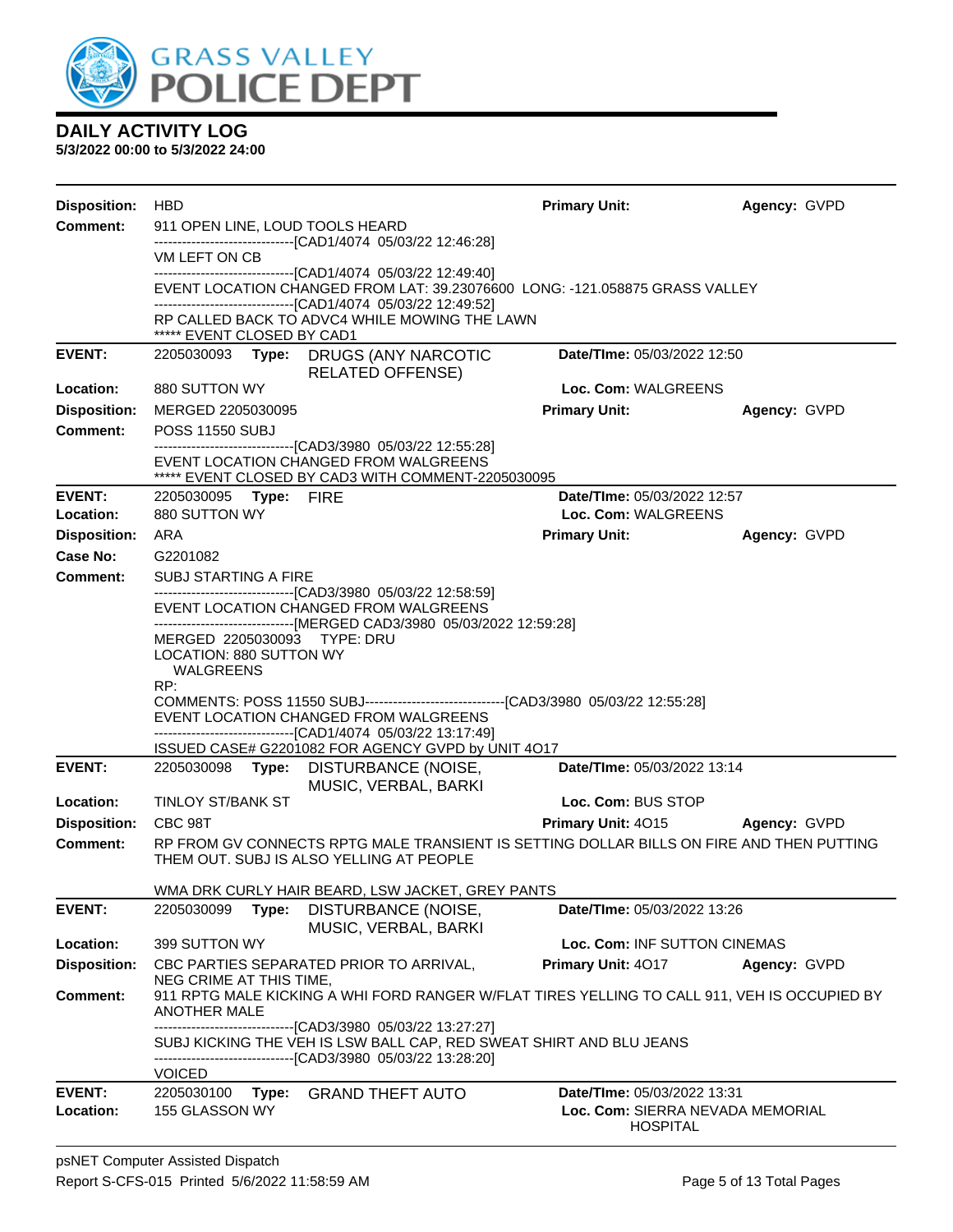# DAILY ACTIVITY LOG

**5/3/2022 00:00 to 5/3/2022 24:00**

**Disposition:** HBD **Primary Unit:** **Agency:** GVPD

**Comment:** 911 OPEN LINE, LOUD TOOLS HEARD
------------------------------[CAD1/4074 05/03/22 12:46:28]
VM LEFT ON CB
------------------------------[CAD1/4074 05/03/22 12:49:40]
EVENT LOCATION CHANGED FROM LAT: 39.23076600 LONG: -121.058875 GRASS VALLEY
------------------------------[CAD1/4074 05/03/22 12:49:52]
RP CALLED BACK TO ADVC4 WHILE MOWING THE LAWN
***** EVENT CLOSED BY CAD1

---

**EVENT:** 2205030093 **Type:** DRUGS (ANY NARCOTIC RELATED OFFENSE) **Date/TIme:** 05/03/2022 12:50

**Location:** 880 SUTTON WY **Loc. Com:** WALGREENS

**Disposition:** MERGED 2205030095 **Primary Unit:** **Agency:** GVPD

**Comment:** POSS 11550 SUBJ
------------------------------[CAD3/3980 05/03/22 12:55:28]
EVENT LOCATION CHANGED FROM WALGREENS
***** EVENT CLOSED BY CAD3 WITH COMMENT-2205030095

---

**EVENT:** 2205030095 **Type:** FIRE **Date/TIme:** 05/03/2022 12:57

**Location:** 880 SUTTON WY **Loc. Com:** WALGREENS

**Disposition:** ARA **Primary Unit:** **Agency:** GVPD

**Case No:** G2201082

**Comment:** SUBJ STARTING A FIRE
------------------------------[CAD3/3980 05/03/22 12:58:59]
EVENT LOCATION CHANGED FROM WALGREENS
------------------------------[MERGED CAD3/3980 05/03/2022 12:59:28]
MERGED 2205030093 TYPE: DRU
LOCATION: 880 SUTTON WY
WALGREENS
RP:
COMMENTS: POSS 11550 SUBJ------------------------------[CAD3/3980 05/03/22 12:55:28]
EVENT LOCATION CHANGED FROM WALGREENS
------------------------------[CAD1/4074 05/03/22 13:17:49]
ISSUED CASE# G2201082 FOR AGENCY GVPD by UNIT 4O17

---

**EVENT:** 2205030098 **Type:** DISTURBANCE (NOISE, MUSIC, VERBAL, BARKI **Date/TIme:** 05/03/2022 13:14

**Location:** TINLOY ST/BANK ST **Loc. Com:** BUS STOP

**Disposition:** CBC 98T **Primary Unit:** 4O15 **Agency:** GVPD

**Comment:** RP FROM GV CONNECTS RPTG MALE TRANSIENT IS SETTING DOLLAR BILLS ON FIRE AND THEN PUTTING THEM OUT. SUBJ IS ALSO YELLING AT PEOPLE

WMA DRK CURLY HAIR BEARD, LSW JACKET, GREY PANTS

---

**EVENT:** 2205030099 **Type:** DISTURBANCE (NOISE, MUSIC, VERBAL, BARKI **Date/TIme:** 05/03/2022 13:26

**Location:** 399 SUTTON WY **Loc. Com:** INF SUTTON CINEMAS

**Disposition:** CBC PARTIES SEPARATED PRIOR TO ARRIVAL, NEG CRIME AT THIS TIME, **Primary Unit:** 4O17 **Agency:** GVPD

**Comment:** 911 RPTG MALE KICKING A WHI FORD RANGER W/FLAT TIRES YELLING TO CALL 911, VEH IS OCCUPIED BY ANOTHER MALE
------------------------------[CAD3/3980 05/03/22 13:27:27]
SUBJ KICKING THE VEH IS LSW BALL CAP, RED SWEAT SHIRT AND BLU JEANS
------------------------------[CAD3/3980 05/03/22 13:28:20]
VOICED

---

**EVENT:** 2205030100 **Type:** GRAND THEFT AUTO **Date/TIme:** 05/03/2022 13:31

**Location:** 155 GLASSON WY **Loc. Com:** SIERRA NEVADA MEMORIAL HOSPITAL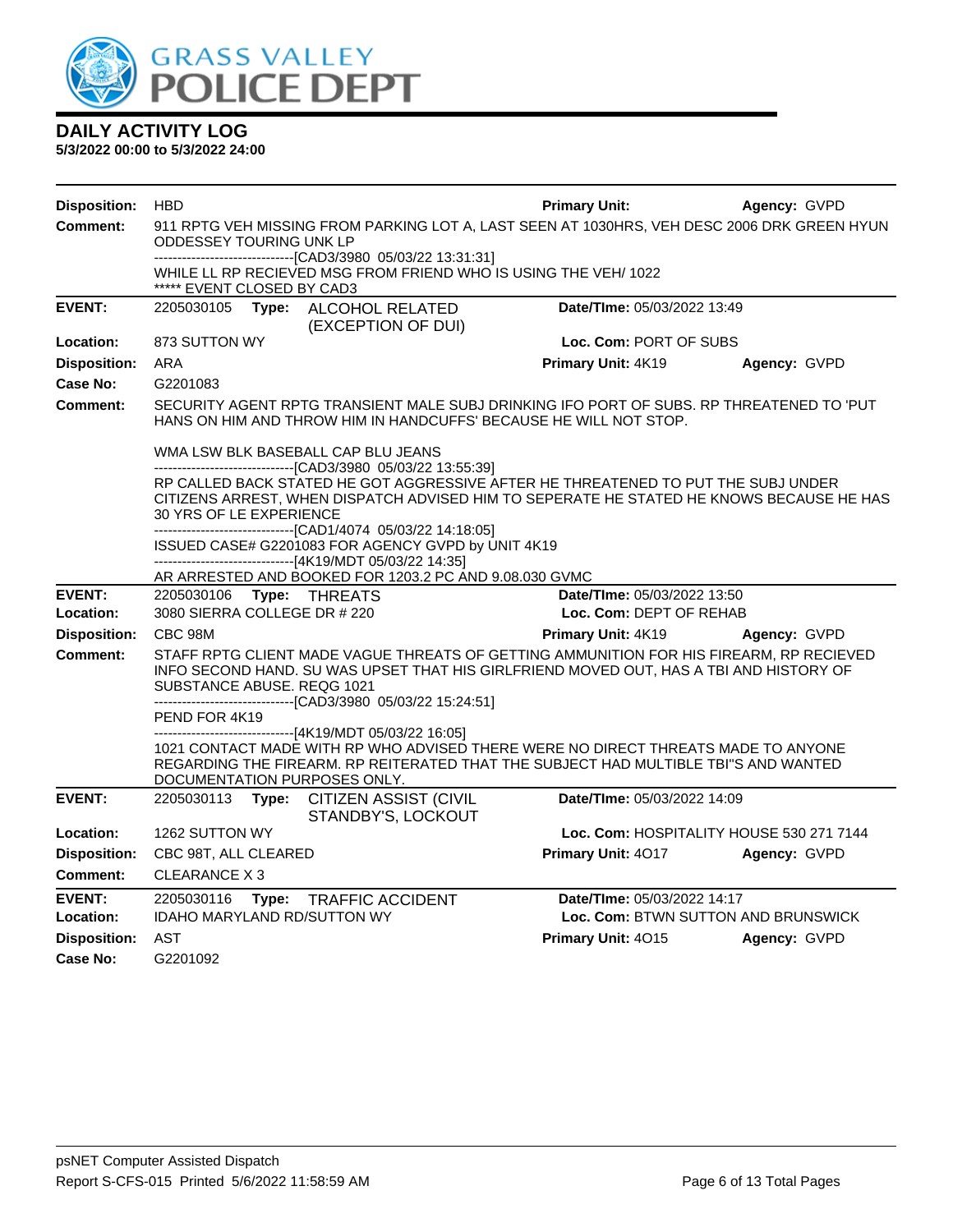# DAILY ACTIVITY LOG

**5/3/2022 00:00 to 5/3/2022 24:00**

| | | | |
|---|---|---|---|
| **Disposition:** | HBD | **Primary Unit:** | **Agency:** GVPD |
| **Comment:** | 911 RPTG VEH MISSING FROM PARKING LOT A, LAST SEEN AT 1030HRS, VEH DESC 2006 DRK GREEN HYUN ODDESSEY TOURING UNK LP<br>------------------------------[CAD3/3980 05/03/22 13:31:31]<br>WHILE LL RP RECIEVED MSG FROM FRIEND WHO IS USING THE VEH/ 1022<br>***** EVENT CLOSED BY CAD3 | | |

| | | | |
|---|---|---|---|
| **EVENT:** | 2205030105 **Type:** ALCOHOL RELATED (EXCEPTION OF DUI) | **Date/TIme:** 05/03/2022 13:49 | |
| **Location:** | 873 SUTTON WY | **Loc. Com:** PORT OF SUBS | |
| **Disposition:** | ARA | **Primary Unit:** 4K19 | **Agency:** GVPD |
| **Case No:** | G2201083 | | |
| **Comment:** | SECURITY AGENT RPTG TRANSIENT MALE SUBJ DRINKING IFO PORT OF SUBS. RP THREATENED TO 'PUT HANS ON HIM AND THROW HIM IN HANDCUFFS' BECAUSE HE WILL NOT STOP.<br><br>WMA LSW BLK BASEBALL CAP BLU JEANS<br>------------------------------[CAD3/3980 05/03/22 13:55:39]<br>RP CALLED BACK STATED HE GOT AGGRESSIVE AFTER HE THREATENED TO PUT THE SUBJ UNDER CITIZENS ARREST, WHEN DISPATCH ADVISED HIM TO SEPERATE HE STATED HE KNOWS BECAUSE HE HAS 30 YRS OF LE EXPERIENCE<br>------------------------------[CAD1/4074 05/03/22 14:18:05]<br>ISSUED CASE# G2201083 FOR AGENCY GVPD by UNIT 4K19<br>------------------------------[4K19/MDT 05/03/22 14:35]<br>AR ARRESTED AND BOOKED FOR 1203.2 PC AND 9.08.030 GVMC | | |

| | | | |
|---|---|---|---|
| **EVENT:** | 2205030106 **Type:** THREATS | **Date/TIme:** 05/03/2022 13:50 | |
| **Location:** | 3080 SIERRA COLLEGE DR # 220 | **Loc. Com:** DEPT OF REHAB | |
| **Disposition:** | CBC 98M | **Primary Unit:** 4K19 | **Agency:** GVPD |
| **Comment:** | STAFF RPTG CLIENT MADE VAGUE THREATS OF GETTING AMMUNITION FOR HIS FIREARM, RP RECIEVED INFO SECOND HAND. SU WAS UPSET THAT HIS GIRLFRIEND MOVED OUT, HAS A TBI AND HISTORY OF SUBSTANCE ABUSE. REQG 1021<br>------------------------------[CAD3/3980 05/03/22 15:24:51]<br>PEND FOR 4K19<br>------------------------------[4K19/MDT 05/03/22 16:05]<br>1021 CONTACT MADE WITH RP WHO ADVISED THERE WERE NO DIRECT THREATS MADE TO ANYONE REGARDING THE FIREARM. RP REITERATED THAT THE SUBJECT HAD MULTIBLE TBI"S AND WANTED DOCUMENTATION PURPOSES ONLY. | | |

| | | | |
|---|---|---|---|
| **EVENT:** | 2205030113 **Type:** CITIZEN ASSIST (CIVIL STANDBY'S, LOCKOUT | **Date/TIme:** 05/03/2022 14:09 | |
| **Location:** | 1262 SUTTON WY | **Loc. Com:** HOSPITALITY HOUSE 530 271 7144 | |
| **Disposition:** | CBC 98T, ALL CLEARED | **Primary Unit:** 4O17 | **Agency:** GVPD |
| **Comment:** | CLEARANCE X 3 | | |

| | | | |
|---|---|---|---|
| **EVENT:** | 2205030116 **Type:** TRAFFIC ACCIDENT | **Date/TIme:** 05/03/2022 14:17 | |
| **Location:** | IDAHO MARYLAND RD/SUTTON WY | **Loc. Com:** BTWN SUTTON AND BRUNSWICK | |
| **Disposition:** | AST | **Primary Unit:** 4O15 | **Agency:** GVPD |
| **Case No:** | G2201092 | | |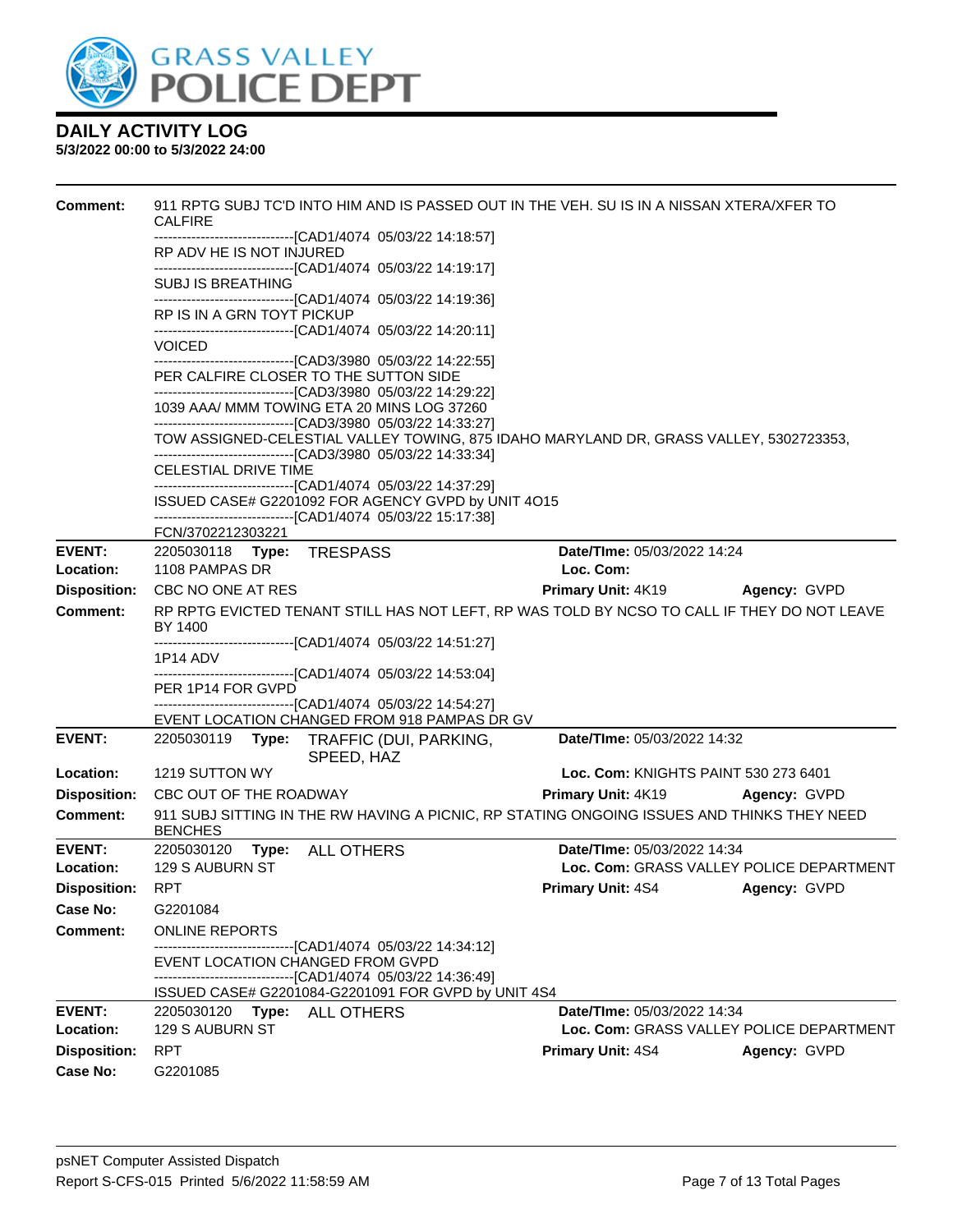**DAILY ACTIVITY LOG**
**5/3/2022 00:00 to 5/3/2022 24:00**

**Comment:** 911 RPTG SUBJ TC'D INTO HIM AND IS PASSED OUT IN THE VEH. SU IS IN A NISSAN XTERA/XFER TO CALFIRE
------------------------------[CAD1/4074 05/03/22 14:18:57]
RP ADV HE IS NOT INJURED
------------------------------[CAD1/4074 05/03/22 14:19:17]
SUBJ IS BREATHING
------------------------------[CAD1/4074 05/03/22 14:19:36]
RP IS IN A GRN TOYT PICKUP
------------------------------[CAD1/4074 05/03/22 14:20:11]
VOICED
------------------------------[CAD3/3980 05/03/22 14:22:55]
PER CALFIRE CLOSER TO THE SUTTON SIDE
------------------------------[CAD3/3980 05/03/22 14:29:22]
1039 AAA/ MMM TOWING ETA 20 MINS LOG 37260
------------------------------[CAD3/3980 05/03/22 14:33:27]
TOW ASSIGNED-CELESTIAL VALLEY TOWING, 875 IDAHO MARYLAND DR, GRASS VALLEY, 5302723353,
------------------------------[CAD3/3980 05/03/22 14:33:34]
CELESTIAL DRIVE TIME
------------------------------[CAD1/4074 05/03/22 14:37:29]
ISSUED CASE# G2201092 FOR AGENCY GVPD by UNIT 4O15
------------------------------[CAD1/4074 05/03/22 15:17:38]
FCN/3702212303221

---

**EVENT:** 2205030118 **Type:** TRESPASS **Date/TIme:** 05/03/2022 14:24
**Location:** 1108 PAMPAS DR **Loc. Com:**
**Disposition:** CBC NO ONE AT RES **Primary Unit:** 4K19 **Agency:** GVPD
**Comment:** RP RPTG EVICTED TENANT STILL HAS NOT LEFT, RP WAS TOLD BY NCSO TO CALL IF THEY DO NOT LEAVE BY 1400
------------------------------[CAD1/4074 05/03/22 14:51:27]
1P14 ADV
------------------------------[CAD1/4074 05/03/22 14:53:04]
PER 1P14 FOR GVPD
------------------------------[CAD1/4074 05/03/22 14:54:27]
EVENT LOCATION CHANGED FROM 918 PAMPAS DR GV

---

**EVENT:** 2205030119 **Type:** TRAFFIC (DUI, PARKING, SPEED, HAZ **Date/TIme:** 05/03/2022 14:32
**Location:** 1219 SUTTON WY **Loc. Com:** KNIGHTS PAINT 530 273 6401
**Disposition:** CBC OUT OF THE ROADWAY **Primary Unit:** 4K19 **Agency:** GVPD
**Comment:** 911 SUBJ SITTING IN THE RW HAVING A PICNIC, RP STATING ONGOING ISSUES AND THINKS THEY NEED BENCHES

---

**EVENT:** 2205030120 **Type:** ALL OTHERS **Date/TIme:** 05/03/2022 14:34
**Location:** 129 S AUBURN ST **Loc. Com:** GRASS VALLEY POLICE DEPARTMENT
**Disposition:** RPT **Primary Unit:** 4S4 **Agency:** GVPD
**Case No:** G2201084
**Comment:** ONLINE REPORTS
------------------------------[CAD1/4074 05/03/22 14:34:12]
EVENT LOCATION CHANGED FROM GVPD
------------------------------[CAD1/4074 05/03/22 14:36:49]
ISSUED CASE# G2201084-G2201091 FOR GVPD by UNIT 4S4

---

**EVENT:** 2205030120 **Type:** ALL OTHERS **Date/TIme:** 05/03/2022 14:34
**Location:** 129 S AUBURN ST **Loc. Com:** GRASS VALLEY POLICE DEPARTMENT
**Disposition:** RPT **Primary Unit:** 4S4 **Agency:** GVPD
**Case No:** G2201085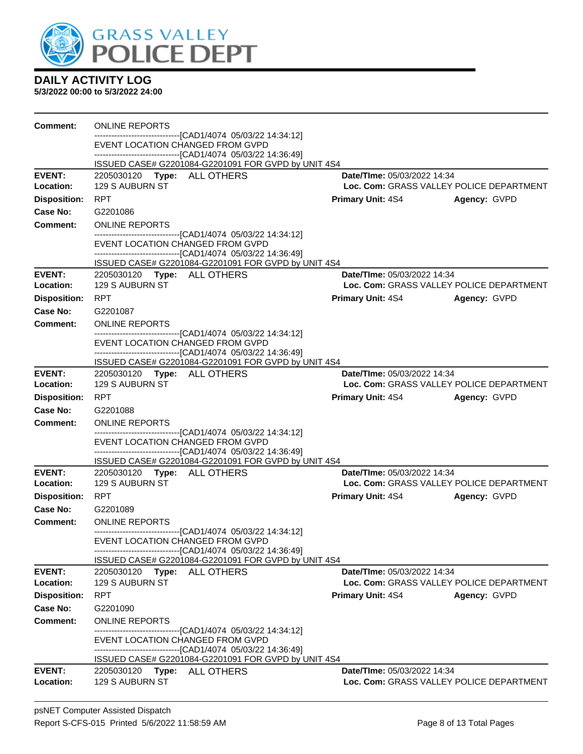**DAILY ACTIVITY LOG**
**5/3/2022 00:00 to 5/3/2022 24:00**

**Comment:** ONLINE REPORTS
------------------------------[CAD1/4074 05/03/22 14:34:12]
EVENT LOCATION CHANGED FROM GVPD
------------------------------[CAD1/4074 05/03/22 14:36:49]
ISSUED CASE# G2201084-G2201091 FOR GVPD by UNIT 4S4

---

**EVENT:** 2205030120 **Type:** ALL OTHERS **Date/TIme:** 05/03/2022 14:34
**Location:** 129 S AUBURN ST **Loc. Com:** GRASS VALLEY POLICE DEPARTMENT
**Disposition:** RPT **Primary Unit:** 4S4 **Agency:** GVPD
**Case No:** G2201086
**Comment:** ONLINE REPORTS
------------------------------[CAD1/4074 05/03/22 14:34:12]
EVENT LOCATION CHANGED FROM GVPD
------------------------------[CAD1/4074 05/03/22 14:36:49]
ISSUED CASE# G2201084-G2201091 FOR GVPD by UNIT 4S4

---

**EVENT:** 2205030120 **Type:** ALL OTHERS **Date/TIme:** 05/03/2022 14:34
**Location:** 129 S AUBURN ST **Loc. Com:** GRASS VALLEY POLICE DEPARTMENT
**Disposition:** RPT **Primary Unit:** 4S4 **Agency:** GVPD
**Case No:** G2201087
**Comment:** ONLINE REPORTS
------------------------------[CAD1/4074 05/03/22 14:34:12]
EVENT LOCATION CHANGED FROM GVPD
------------------------------[CAD1/4074 05/03/22 14:36:49]
ISSUED CASE# G2201084-G2201091 FOR GVPD by UNIT 4S4

---

**EVENT:** 2205030120 **Type:** ALL OTHERS **Date/TIme:** 05/03/2022 14:34
**Location:** 129 S AUBURN ST **Loc. Com:** GRASS VALLEY POLICE DEPARTMENT
**Disposition:** RPT **Primary Unit:** 4S4 **Agency:** GVPD
**Case No:** G2201088
**Comment:** ONLINE REPORTS
------------------------------[CAD1/4074 05/03/22 14:34:12]
EVENT LOCATION CHANGED FROM GVPD
------------------------------[CAD1/4074 05/03/22 14:36:49]
ISSUED CASE# G2201084-G2201091 FOR GVPD by UNIT 4S4

---

**EVENT:** 2205030120 **Type:** ALL OTHERS **Date/TIme:** 05/03/2022 14:34
**Location:** 129 S AUBURN ST **Loc. Com:** GRASS VALLEY POLICE DEPARTMENT
**Disposition:** RPT **Primary Unit:** 4S4 **Agency:** GVPD
**Case No:** G2201089
**Comment:** ONLINE REPORTS
------------------------------[CAD1/4074 05/03/22 14:34:12]
EVENT LOCATION CHANGED FROM GVPD
------------------------------[CAD1/4074 05/03/22 14:36:49]
ISSUED CASE# G2201084-G2201091 FOR GVPD by UNIT 4S4

---

**EVENT:** 2205030120 **Type:** ALL OTHERS **Date/TIme:** 05/03/2022 14:34
**Location:** 129 S AUBURN ST **Loc. Com:** GRASS VALLEY POLICE DEPARTMENT
**Disposition:** RPT **Primary Unit:** 4S4 **Agency:** GVPD
**Case No:** G2201090
**Comment:** ONLINE REPORTS
------------------------------[CAD1/4074 05/03/22 14:34:12]
EVENT LOCATION CHANGED FROM GVPD
------------------------------[CAD1/4074 05/03/22 14:36:49]
ISSUED CASE# G2201084-G2201091 FOR GVPD by UNIT 4S4

---

**EVENT:** 2205030120 **Type:** ALL OTHERS **Date/TIme:** 05/03/2022 14:34
**Location:** 129 S AUBURN ST **Loc. Com:** GRASS VALLEY POLICE DEPARTMENT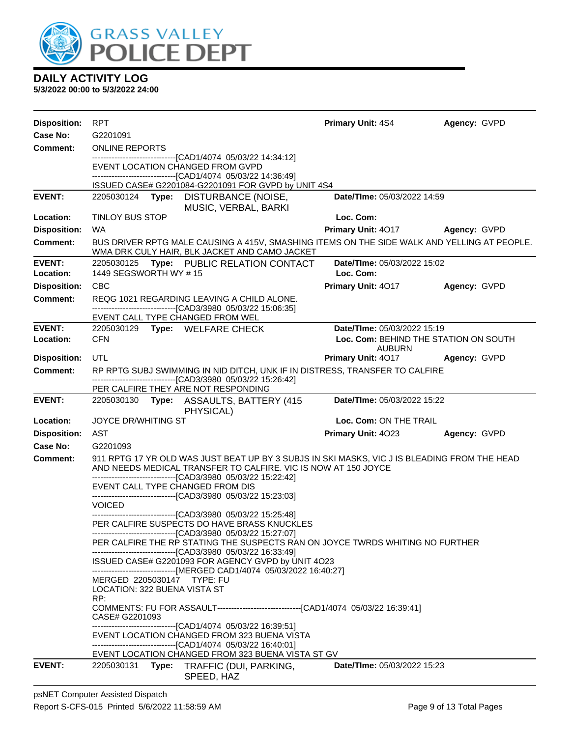## DAILY ACTIVITY LOG
**5/3/2022 00:00 to 5/3/2022 24:00**

**Disposition:** RPT **Primary Unit:** 4S4 **Agency:** GVPD
**Case No:** G2201091
**Comment:** ONLINE REPORTS
------------------------------[CAD1/4074 05/03/22 14:34:12]
EVENT LOCATION CHANGED FROM GVPD
------------------------------[CAD1/4074 05/03/22 14:36:49]
ISSUED CASE# G2201084-G2201091 FOR GVPD by UNIT 4S4

---

**EVENT:** 2205030124 **Type:** DISTURBANCE (NOISE, MUSIC, VERBAL, BARKI **Date/TIme:** 05/03/2022 14:59
**Location:** TINLOY BUS STOP **Loc. Com:**
**Disposition:** WA **Primary Unit:** 4O17 **Agency:** GVPD
**Comment:** BUS DRIVER RPTG MALE CAUSING A 415V, SMASHING ITEMS ON THE SIDE WALK AND YELLING AT PEOPLE. WMA DRK CULY HAIR, BLK JACKET AND CAMO JACKET

---

**EVENT:** 2205030125 **Type:** PUBLIC RELATION CONTACT **Date/TIme:** 05/03/2022 15:02
**Location:** 1449 SEGSWORTH WY # 15 **Loc. Com:**
**Disposition:** CBC **Primary Unit:** 4O17 **Agency:** GVPD
**Comment:** REQG 1021 REGARDING LEAVING A CHILD ALONE.
------------------------------[CAD3/3980 05/03/22 15:06:35]
EVENT CALL TYPE CHANGED FROM WEL

---

**EVENT:** 2205030129 **Type:** WELFARE CHECK **Date/TIme:** 05/03/2022 15:19
**Location:** CFN **Loc. Com:** BEHIND THE STATION ON SOUTH AUBURN
**Disposition:** UTL **Primary Unit:** 4O17 **Agency:** GVPD
**Comment:** RP RPTG SUBJ SWIMMING IN NID DITCH, UNK IF IN DISTRESS, TRANSFER TO CALFIRE
------------------------------[CAD3/3980 05/03/22 15:26:42]
PER CALFIRE THEY ARE NOT RESPONDING

---

**EVENT:** 2205030130 **Type:** ASSAULTS, BATTERY (415 PHYSICAL) **Date/TIme:** 05/03/2022 15:22
**Location:** JOYCE DR/WHITING ST **Loc. Com:** ON THE TRAIL
**Disposition:** AST **Primary Unit:** 4O23 **Agency:** GVPD
**Case No:** G2201093
**Comment:** 911 RPTG 17 YR OLD WAS JUST BEAT UP BY 3 SUBJS IN SKI MASKS, VIC J IS BLEADING FROM THE HEAD AND NEEDS MEDICAL TRANSFER TO CALFIRE. VIC IS NOW AT 150 JOYCE
------------------------------[CAD3/3980 05/03/22 15:22:42]
EVENT CALL TYPE CHANGED FROM DIS
------------------------------[CAD3/3980 05/03/22 15:23:03]
VOICED
------------------------------[CAD3/3980 05/03/22 15:25:48]
PER CALFIRE SUSPECTS DO HAVE BRASS KNUCKLES
------------------------------[CAD3/3980 05/03/22 15:27:07]
PER CALFIRE THE RP STATING THE SUSPECTS RAN ON JOYCE TWRDS WHITING NO FURTHER
------------------------------[CAD3/3980 05/03/22 16:33:49]
ISSUED CASE# G2201093 FOR AGENCY GVPD by UNIT 4O23
------------------------------[MERGED CAD1/4074 05/03/2022 16:40:27]
MERGED 2205030147 TYPE: FU
LOCATION: 322 BUENA VISTA ST
RP:
COMMENTS: FU FOR ASSAULT------------------------------[CAD1/4074 05/03/22 16:39:41]
CASE# G2201093
------------------------------[CAD1/4074 05/03/22 16:39:51]
EVENT LOCATION CHANGED FROM 323 BUENA VISTA
------------------------------[CAD1/4074 05/03/22 16:40:01]
EVENT LOCATION CHANGED FROM 323 BUENA VISTA ST GV

---

**EVENT:** 2205030131 **Type:** TRAFFIC (DUI, PARKING, SPEED, HAZ **Date/TIme:** 05/03/2022 15:23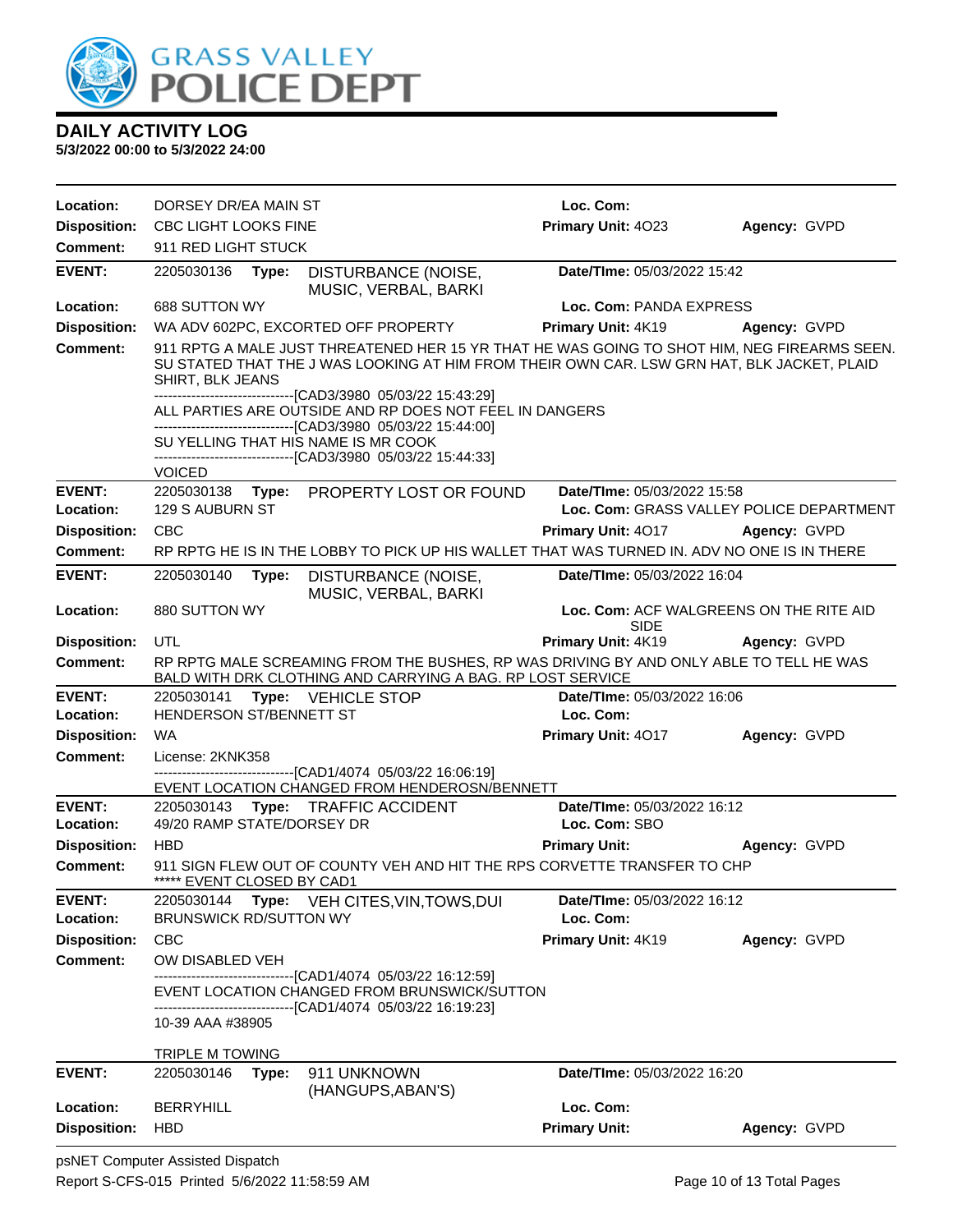## DAILY ACTIVITY LOG

**5/3/2022 00:00 to 5/3/2022 24:00**

**Location:** DORSEY DR/EA MAIN ST **Loc. Com:**
**Disposition:** CBC LIGHT LOOKS FINE **Primary Unit:** 4O23 **Agency:** GVPD
**Comment:** 911 RED LIGHT STUCK

---

**EVENT:** 2205030136 **Type:** DISTURBANCE (NOISE, MUSIC, VERBAL, BARKI **Date/TIme:** 05/03/2022 15:42
**Location:** 688 SUTTON WY **Loc. Com:** PANDA EXPRESS
**Disposition:** WA ADV 602PC, EXCORTED OFF PROPERTY **Primary Unit:** 4K19 **Agency:** GVPD
**Comment:** 911 RPTG A MALE JUST THREATENED HER 15 YR THAT HE WAS GOING TO SHOT HIM, NEG FIREARMS SEEN. SU STATED THAT THE J WAS LOOKING AT HIM FROM THEIR OWN CAR. LSW GRN HAT, BLK JACKET, PLAID SHIRT, BLK JEANS
------------------------------[CAD3/3980 05/03/22 15:43:29]
ALL PARTIES ARE OUTSIDE AND RP DOES NOT FEEL IN DANGERS
------------------------------[CAD3/3980 05/03/22 15:44:00]
SU YELLING THAT HIS NAME IS MR COOK
------------------------------[CAD3/3980 05/03/22 15:44:33]
VOICED

---

**EVENT:** 2205030138 **Type:** PROPERTY LOST OR FOUND **Date/TIme:** 05/03/2022 15:58
**Location:** 129 S AUBURN ST **Loc. Com:** GRASS VALLEY POLICE DEPARTMENT
**Disposition:** CBC **Primary Unit:** 4O17 **Agency:** GVPD
**Comment:** RP RPTG HE IS IN THE LOBBY TO PICK UP HIS WALLET THAT WAS TURNED IN. ADV NO ONE IS IN THERE

---

**EVENT:** 2205030140 **Type:** DISTURBANCE (NOISE, MUSIC, VERBAL, BARKI **Date/TIme:** 05/03/2022 16:04
**Location:** 880 SUTTON WY **Loc. Com:** ACF WALGREENS ON THE RITE AID SIDE
**Disposition:** UTL **Primary Unit:** 4K19 **Agency:** GVPD
**Comment:** RP RPTG MALE SCREAMING FROM THE BUSHES, RP WAS DRIVING BY AND ONLY ABLE TO TELL HE WAS BALD WITH DRK CLOTHING AND CARRYING A BAG. RP LOST SERVICE

---

**EVENT:** 2205030141 **Type:** VEHICLE STOP **Date/TIme:** 05/03/2022 16:06
**Location:** HENDERSON ST/BENNETT ST **Loc. Com:**
**Disposition:** WA **Primary Unit:** 4O17 **Agency:** GVPD
**Comment:** License: 2KNK358
------------------------------[CAD1/4074 05/03/22 16:06:19]
EVENT LOCATION CHANGED FROM HENDEROSN/BENNETT

---

**EVENT:** 2205030143 **Type:** TRAFFIC ACCIDENT **Date/TIme:** 05/03/2022 16:12
**Location:** 49/20 RAMP STATE/DORSEY DR **Loc. Com:** SBO
**Disposition:** HBD **Primary Unit:** **Agency:** GVPD
**Comment:** 911 SIGN FLEW OUT OF COUNTY VEH AND HIT THE RPS CORVETTE TRANSFER TO CHP
***** EVENT CLOSED BY CAD1

---

**EVENT:** 2205030144 **Type:** VEH CITES,VIN,TOWS,DUI **Date/TIme:** 05/03/2022 16:12
**Location:** BRUNSWICK RD/SUTTON WY **Loc. Com:**
**Disposition:** CBC **Primary Unit:** 4K19 **Agency:** GVPD
**Comment:** OW DISABLED VEH
------------------------------[CAD1/4074 05/03/22 16:12:59]
EVENT LOCATION CHANGED FROM BRUNSWICK/SUTTON
------------------------------[CAD1/4074 05/03/22 16:19:23]
10-39 AAA #38905

TRIPLE M TOWING

---

**EVENT:** 2205030146 **Type:** 911 UNKNOWN (HANGUPS,ABAN'S) **Date/TIme:** 05/03/2022 16:20
**Location:** BERRYHILL **Loc. Com:**
**Disposition:** HBD **Primary Unit:** **Agency:** GVPD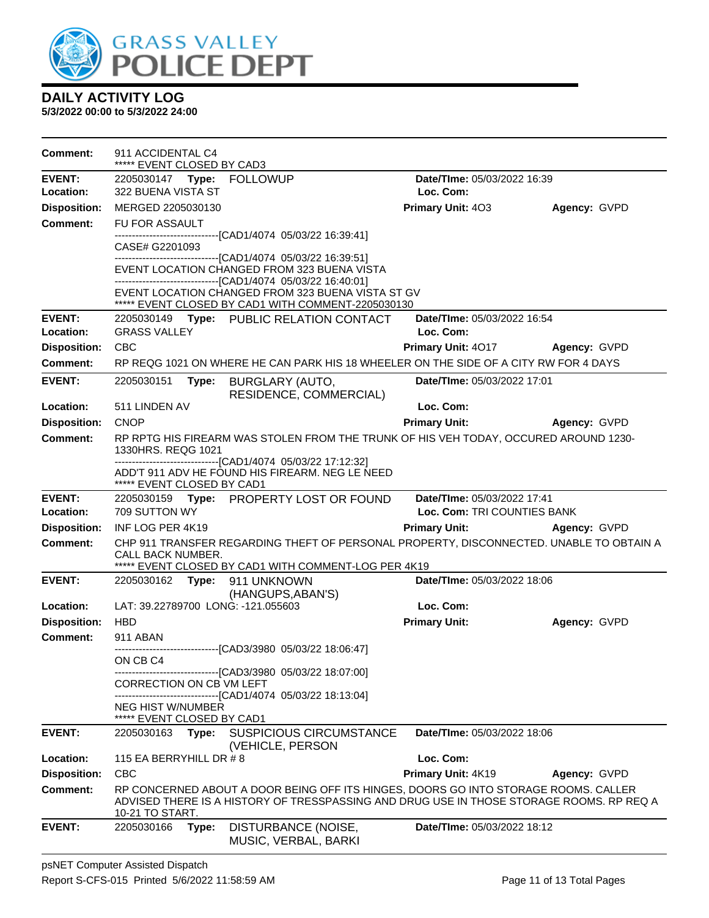# DAILY ACTIVITY LOG

**5/3/2022 00:00 to 5/3/2022 24:00**

**Comment:** 911 ACCIDENTAL C4
***** EVENT CLOSED BY CAD3

---

**EVENT:** 2205030147 **Type:** FOLLOWUP **Date/TIme:** 05/03/2022 16:39
**Location:** 322 BUENA VISTA ST **Loc. Com:**
**Disposition:** MERGED 2205030130 **Primary Unit:** 4O3 **Agency:** GVPD
**Comment:** FU FOR ASSAULT
------------------------------[CAD1/4074 05/03/22 16:39:41]
CASE# G2201093
------------------------------[CAD1/4074 05/03/22 16:39:51]
EVENT LOCATION CHANGED FROM 323 BUENA VISTA
------------------------------[CAD1/4074 05/03/22 16:40:01]
EVENT LOCATION CHANGED FROM 323 BUENA VISTA ST GV
***** EVENT CLOSED BY CAD1 WITH COMMENT-2205030130

---

**EVENT:** 2205030149 **Type:** PUBLIC RELATION CONTACT **Date/TIme:** 05/03/2022 16:54
**Location:** GRASS VALLEY **Loc. Com:**
**Disposition:** CBC **Primary Unit:** 4O17 **Agency:** GVPD
**Comment:** RP REQG 1021 ON WHERE HE CAN PARK HIS 18 WHEELER ON THE SIDE OF A CITY RW FOR 4 DAYS

---

**EVENT:** 2205030151 **Type:** BURGLARY (AUTO, RESIDENCE, COMMERCIAL) **Date/TIme:** 05/03/2022 17:01
**Location:** 511 LINDEN AV **Loc. Com:**
**Disposition:** CNOP **Primary Unit:** **Agency:** GVPD
**Comment:** RP RPTG HIS FIREARM WAS STOLEN FROM THE TRUNK OF HIS VEH TODAY, OCCURED AROUND 1230-1330HRS. REQG 1021
------------------------------[CAD1/4074 05/03/22 17:12:32]
ADD'T 911 ADV HE FOUND HIS FIREARM. NEG LE NEED
***** EVENT CLOSED BY CAD1

---

**EVENT:** 2205030159 **Type:** PROPERTY LOST OR FOUND **Date/TIme:** 05/03/2022 17:41
**Location:** 709 SUTTON WY **Loc. Com:** TRI COUNTIES BANK
**Disposition:** INF LOG PER 4K19 **Primary Unit:** **Agency:** GVPD
**Comment:** CHP 911 TRANSFER REGARDING THEFT OF PERSONAL PROPERTY, DISCONNECTED. UNABLE TO OBTAIN A CALL BACK NUMBER.
***** EVENT CLOSED BY CAD1 WITH COMMENT-LOG PER 4K19

---

**EVENT:** 2205030162 **Type:** 911 UNKNOWN (HANGUPS,ABAN'S) **Date/TIme:** 05/03/2022 18:06
**Location:** LAT: 39.22789700 LONG: -121.055603 **Loc. Com:**
**Disposition:** HBD **Primary Unit:** **Agency:** GVPD
**Comment:** 911 ABAN
------------------------------[CAD3/3980 05/03/22 18:06:47]
ON CB C4
------------------------------[CAD3/3980 05/03/22 18:07:00]
CORRECTION ON CB VM LEFT
------------------------------[CAD1/4074 05/03/22 18:13:04]
NEG HIST W/NUMBER
***** EVENT CLOSED BY CAD1

---

**EVENT:** 2205030163 **Type:** SUSPICIOUS CIRCUMSTANCE (VEHICLE, PERSON **Date/TIme:** 05/03/2022 18:06
**Location:** 115 EA BERRYHILL DR # 8 **Loc. Com:**
**Disposition:** CBC **Primary Unit:** 4K19 **Agency:** GVPD
**Comment:** RP CONCERNED ABOUT A DOOR BEING OFF ITS HINGES, DOORS GO INTO STORAGE ROOMS. CALLER ADVISED THERE IS A HISTORY OF TRESSPASSING AND DRUG USE IN THOSE STORAGE ROOMS. RP REQ A 10-21 TO START.

---

**EVENT:** 2205030166 **Type:** DISTURBANCE (NOISE, MUSIC, VERBAL, BARKI **Date/TIme:** 05/03/2022 18:12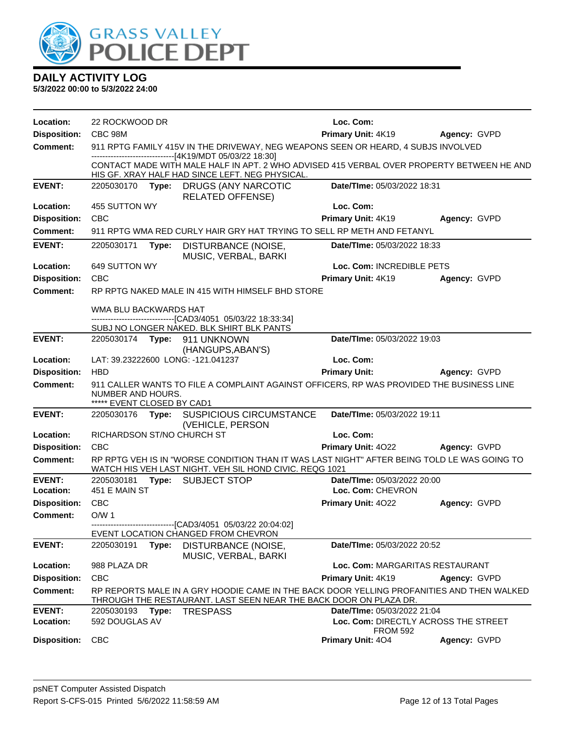# DAILY ACTIVITY LOG

**5/3/2022 00:00 to 5/3/2022 24:00**

**Location:** 22 ROCKWOOD DR | **Loc. Com:**
**Disposition:** CBC 98M | **Primary Unit:** 4K19 | **Agency:** GVPD
**Comment:** 911 RPTG FAMILY 415V IN THE DRIVEWAY, NEG WEAPONS SEEN OR HEARD, 4 SUBJS INVOLVED
------------------------------[4K19/MDT 05/03/22 18:30]
CONTACT MADE WITH MALE HALF IN APT. 2 WHO ADVISED 415 VERBAL OVER PROPERTY BETWEEN HE AND HIS GF. XRAY HALF HAD SINCE LEFT. NEG PHYSICAL.

---

**EVENT:** 2205030170 **Type:** DRUGS (ANY NARCOTIC RELATED OFFENSE) | **Date/TIme:** 05/03/2022 18:31
**Location:** 455 SUTTON WY | **Loc. Com:**
**Disposition:** CBC | **Primary Unit:** 4K19 | **Agency:** GVPD
**Comment:** 911 RPTG WMA RED CURLY HAIR GRY HAT TRYING TO SELL RP METH AND FETANYL

---

**EVENT:** 2205030171 **Type:** DISTURBANCE (NOISE, MUSIC, VERBAL, BARKI | **Date/TIme:** 05/03/2022 18:33
**Location:** 649 SUTTON WY | **Loc. Com:** INCREDIBLE PETS
**Disposition:** CBC | **Primary Unit:** 4K19 | **Agency:** GVPD
**Comment:** RP RPTG NAKED MALE IN 415 WITH HIMSELF BHD STORE

WMA BLU BACKWARDS HAT
------------------------------[CAD3/4051 05/03/22 18:33:34]
SUBJ NO LONGER NAKED. BLK SHIRT BLK PANTS

---

**EVENT:** 2205030174 **Type:** 911 UNKNOWN (HANGUPS,ABAN'S) | **Date/TIme:** 05/03/2022 19:03
**Location:** LAT: 39.23222600 LONG: -121.041237 | **Loc. Com:**
**Disposition:** HBD | **Primary Unit:** | **Agency:** GVPD
**Comment:** 911 CALLER WANTS TO FILE A COMPLAINT AGAINST OFFICERS, RP WAS PROVIDED THE BUSINESS LINE NUMBER AND HOURS.
***** EVENT CLOSED BY CAD1

---

**EVENT:** 2205030176 **Type:** SUSPICIOUS CIRCUMSTANCE (VEHICLE, PERSON | **Date/TIme:** 05/03/2022 19:11
**Location:** RICHARDSON ST/NO CHURCH ST | **Loc. Com:**
**Disposition:** CBC | **Primary Unit:** 4O22 | **Agency:** GVPD
**Comment:** RP RPTG VEH IS IN "WORSE CONDITION THAN IT WAS LAST NIGHT" AFTER BEING TOLD LE WAS GOING TO WATCH HIS VEH LAST NIGHT. VEH SIL HOND CIVIC. REQG 1021

---

**EVENT:** 2205030181 **Type:** SUBJECT STOP | **Date/TIme:** 05/03/2022 20:00
**Location:** 451 E MAIN ST | **Loc. Com:** CHEVRON
**Disposition:** CBC | **Primary Unit:** 4O22 | **Agency:** GVPD
**Comment:** O/W 1
------------------------------[CAD3/4051 05/03/22 20:04:02]
EVENT LOCATION CHANGED FROM CHEVRON

---

**EVENT:** 2205030191 **Type:** DISTURBANCE (NOISE, MUSIC, VERBAL, BARKI | **Date/TIme:** 05/03/2022 20:52
**Location:** 988 PLAZA DR | **Loc. Com:** MARGARITAS RESTAURANT
**Disposition:** CBC | **Primary Unit:** 4K19 | **Agency:** GVPD
**Comment:** RP REPORTS MALE IN A GRY HOODIE CAME IN THE BACK DOOR YELLING PROFANITIES AND THEN WALKED THROUGH THE RESTAURANT. LAST SEEN NEAR THE BACK DOOR ON PLAZA DR.

---

**EVENT:** 2205030193 **Type:** TRESPASS | **Date/TIme:** 05/03/2022 21:04
**Location:** 592 DOUGLAS AV | **Loc. Com:** DIRECTLY ACROSS THE STREET FROM 592
**Disposition:** CBC | **Primary Unit:** 4O4 | **Agency:** GVPD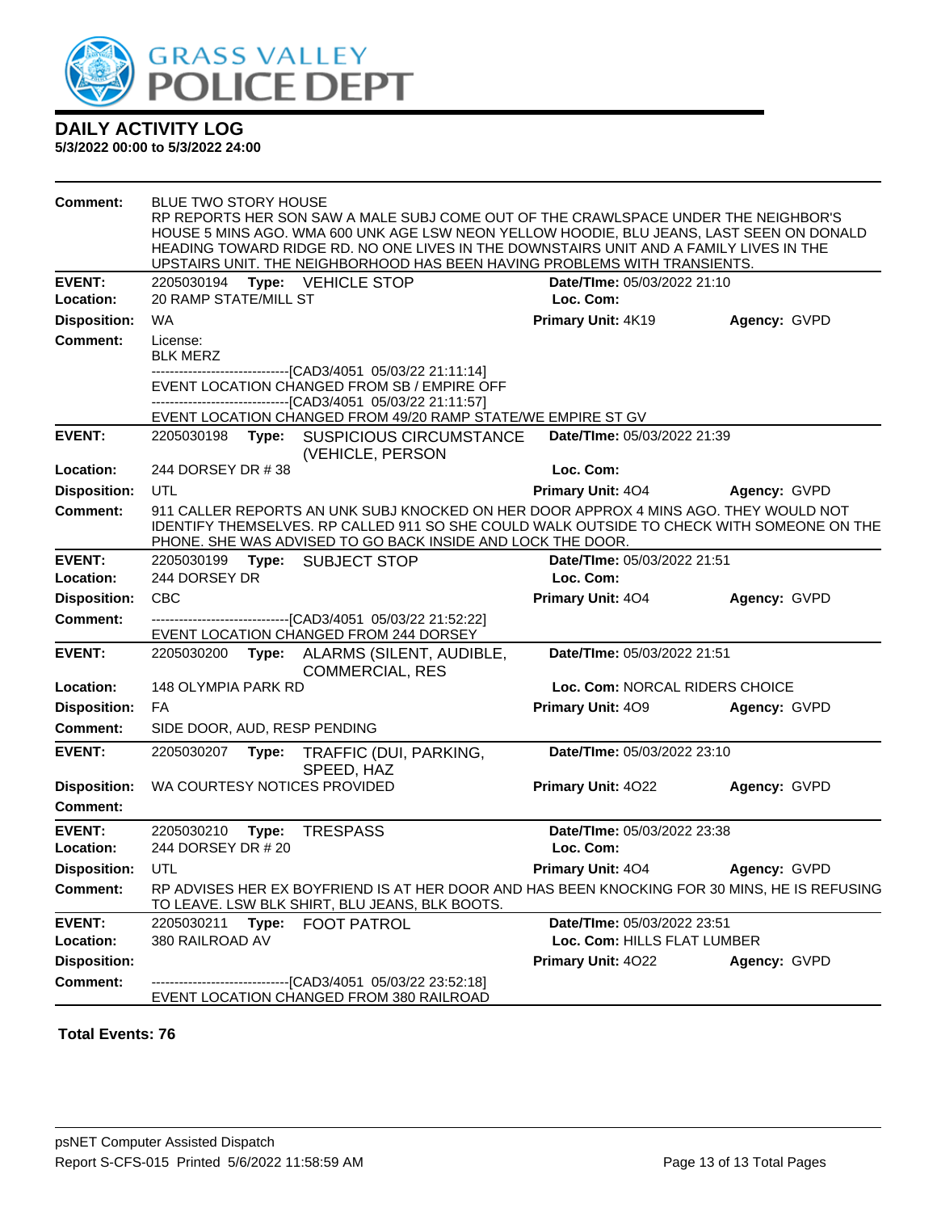# DAILY ACTIVITY LOG

**5/3/2022 00:00 to 5/3/2022 24:00**

**Comment:** BLUE TWO STORY HOUSE
RP REPORTS HER SON SAW A MALE SUBJ COME OUT OF THE CRAWLSPACE UNDER THE NEIGHBOR'S HOUSE 5 MINS AGO. WMA 600 UNK AGE LSW NEON YELLOW HOODIE, BLU JEANS, LAST SEEN ON DONALD HEADING TOWARD RIDGE RD. NO ONE LIVES IN THE DOWNSTAIRS UNIT AND A FAMILY LIVES IN THE UPSTAIRS UNIT. THE NEIGHBORHOOD HAS BEEN HAVING PROBLEMS WITH TRANSIENTS.

---

**EVENT:** 2205030194 **Type:** VEHICLE STOP **Date/TIme:** 05/03/2022 21:10
**Location:** 20 RAMP STATE/MILL ST **Loc. Com:**
**Disposition:** WA **Primary Unit:** 4K19 **Agency:** GVPD
**Comment:** License:
BLK MERZ
------------------------------[CAD3/4051 05/03/22 21:11:14]
EVENT LOCATION CHANGED FROM SB / EMPIRE OFF
------------------------------[CAD3/4051 05/03/22 21:11:57]
EVENT LOCATION CHANGED FROM 49/20 RAMP STATE/WE EMPIRE ST GV

---

**EVENT:** 2205030198 **Type:** SUSPICIOUS CIRCUMSTANCE (VEHICLE, PERSON **Date/TIme:** 05/03/2022 21:39
**Location:** 244 DORSEY DR # 38 **Loc. Com:**
**Disposition:** UTL **Primary Unit:** 4O4 **Agency:** GVPD
**Comment:** 911 CALLER REPORTS AN UNK SUBJ KNOCKED ON HER DOOR APPROX 4 MINS AGO. THEY WOULD NOT IDENTIFY THEMSELVES. RP CALLED 911 SO SHE COULD WALK OUTSIDE TO CHECK WITH SOMEONE ON THE PHONE. SHE WAS ADVISED TO GO BACK INSIDE AND LOCK THE DOOR.

---

**EVENT:** 2205030199 **Type:** SUBJECT STOP **Date/TIme:** 05/03/2022 21:51
**Location:** 244 DORSEY DR **Loc. Com:**
**Disposition:** CBC **Primary Unit:** 4O4 **Agency:** GVPD
**Comment:** ------------------------------[CAD3/4051 05/03/22 21:52:22]
EVENT LOCATION CHANGED FROM 244 DORSEY

---

**EVENT:** 2205030200 **Type:** ALARMS (SILENT, AUDIBLE, COMMERCIAL, RES **Date/TIme:** 05/03/2022 21:51
**Location:** 148 OLYMPIA PARK RD **Loc. Com:** NORCAL RIDERS CHOICE
**Disposition:** FA **Primary Unit:** 4O9 **Agency:** GVPD
**Comment:** SIDE DOOR, AUD, RESP PENDING

---

**EVENT:** 2205030207 **Type:** TRAFFIC (DUI, PARKING, SPEED, HAZ **Date/TIme:** 05/03/2022 23:10
**Disposition:** WA COURTESY NOTICES PROVIDED **Primary Unit:** 4O22 **Agency:** GVPD
**Comment:**

---

**EVENT:** 2205030210 **Type:** TRESPASS **Date/TIme:** 05/03/2022 23:38
**Location:** 244 DORSEY DR # 20 **Loc. Com:**
**Disposition:** UTL **Primary Unit:** 4O4 **Agency:** GVPD
**Comment:** RP ADVISES HER EX BOYFRIEND IS AT HER DOOR AND HAS BEEN KNOCKING FOR 30 MINS, HE IS REFUSING TO LEAVE. LSW BLK SHIRT, BLU JEANS, BLK BOOTS.

---

**EVENT:** 2205030211 **Type:** FOOT PATROL **Date/TIme:** 05/03/2022 23:51
**Location:** 380 RAILROAD AV **Loc. Com:** HILLS FLAT LUMBER
**Disposition:** **Primary Unit:** 4O22 **Agency:** GVPD
**Comment:** ------------------------------[CAD3/4051 05/03/22 23:52:18]
EVENT LOCATION CHANGED FROM 380 RAILROAD

---

**Total Events: 76**